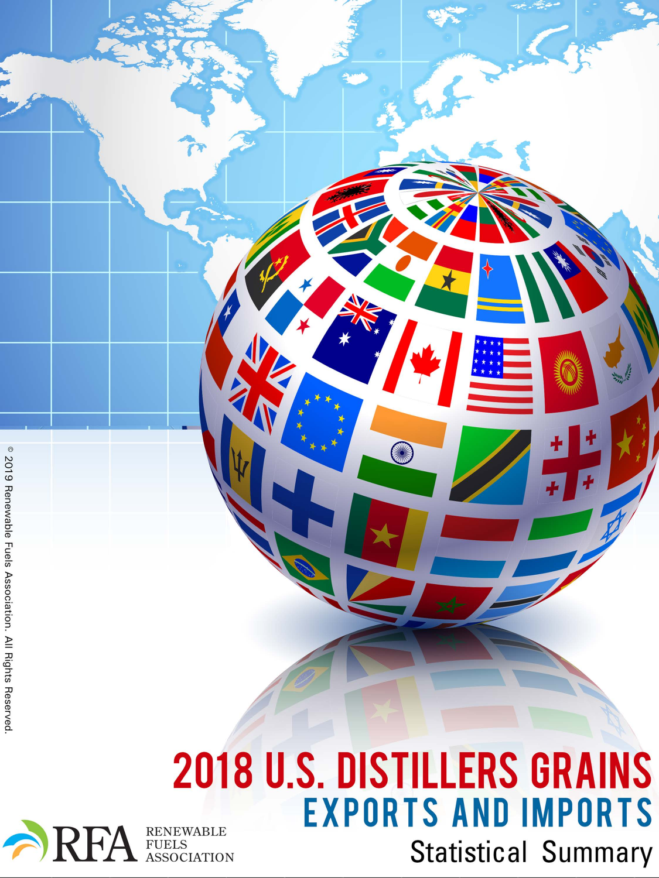# 2018 U.S. DISTILLERS GRAINS

## EXPORTS AND IMPORTS

### Statistical Summary

RFA RENEWABLE FUELS ASSOCIATION

© 2019 Renewable Fuels Association. All Rights Reserved.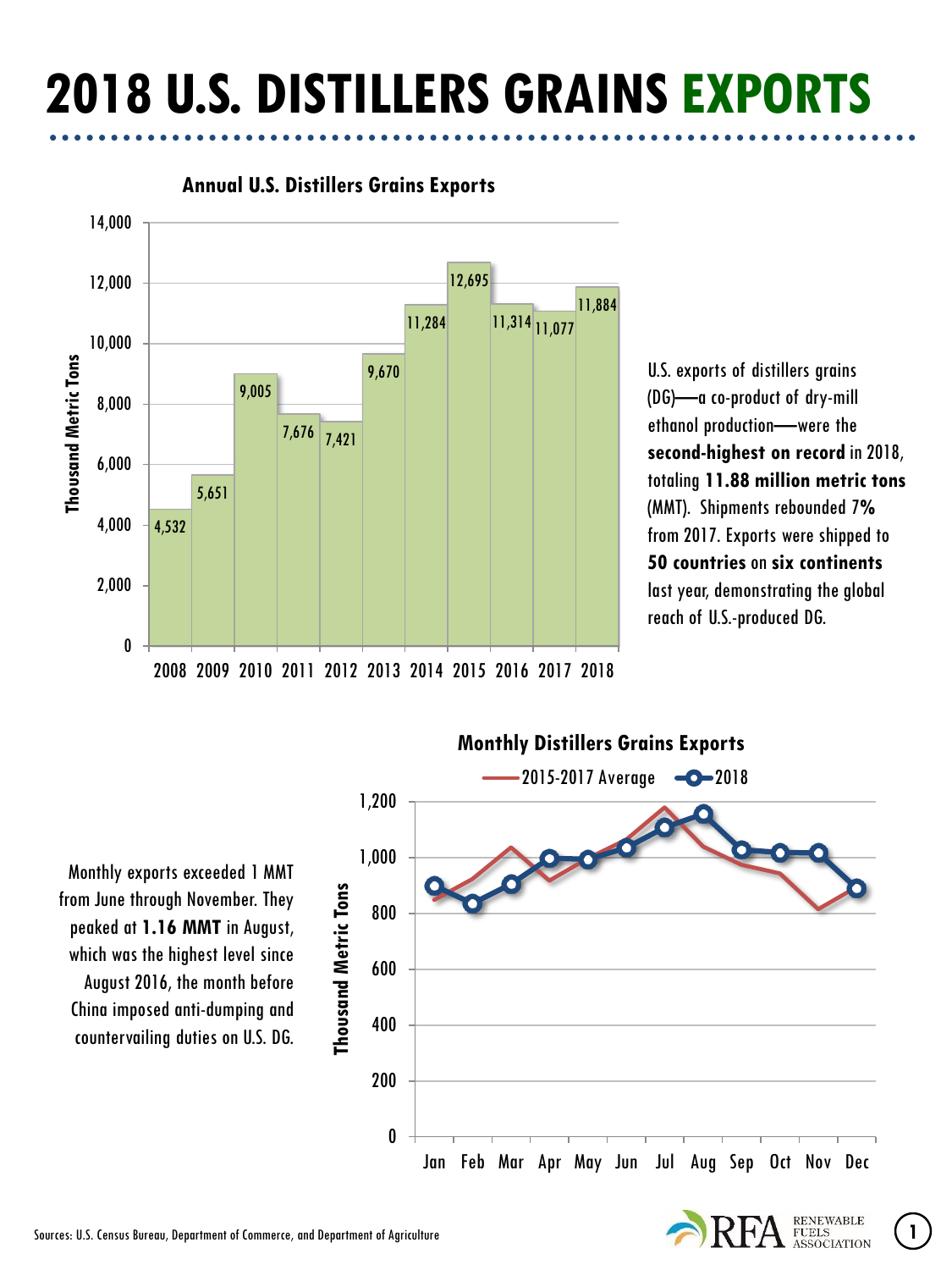# 2018 U.S. DISTILLERS GRAINS EXPORTS

## Annual U.S. Distillers Grains Exports

| Year | Thousand Metric Tons |
|---|---|
| 2008 | 4,532 |
| 2009 | 5,651 |
| 2010 | 9,005 |
| 2011 | 7,676 |
| 2012 | 7,421 |
| 2013 | 9,670 |
| 2014 | 11,284 |
| 2015 | 12,695 |
| 2016 | 11,314 |
| 2017 | 11,077 |
| 2018 | 11,884 |

U.S. exports of distillers grains (DG)—a co-product of dry-mill ethanol production—were the **second-highest on record** in 2018, totaling **11.88 million metric tons** (MMT). Shipments rebounded **7%** from 2017. Exports were shipped to **50 countries** on **six continents** last year, demonstrating the global reach of U.S.-produced DG.

## Monthly Distillers Grains Exports

Monthly exports exceeded 1 MMT from June through November. They peaked at **1.16 MMT** in August, which was the highest level since August 2016, the month before China imposed anti-dumping and countervailing duties on U.S. DG.

Sources: U.S. Census Bureau, Department of Commerce, and Department of Agriculture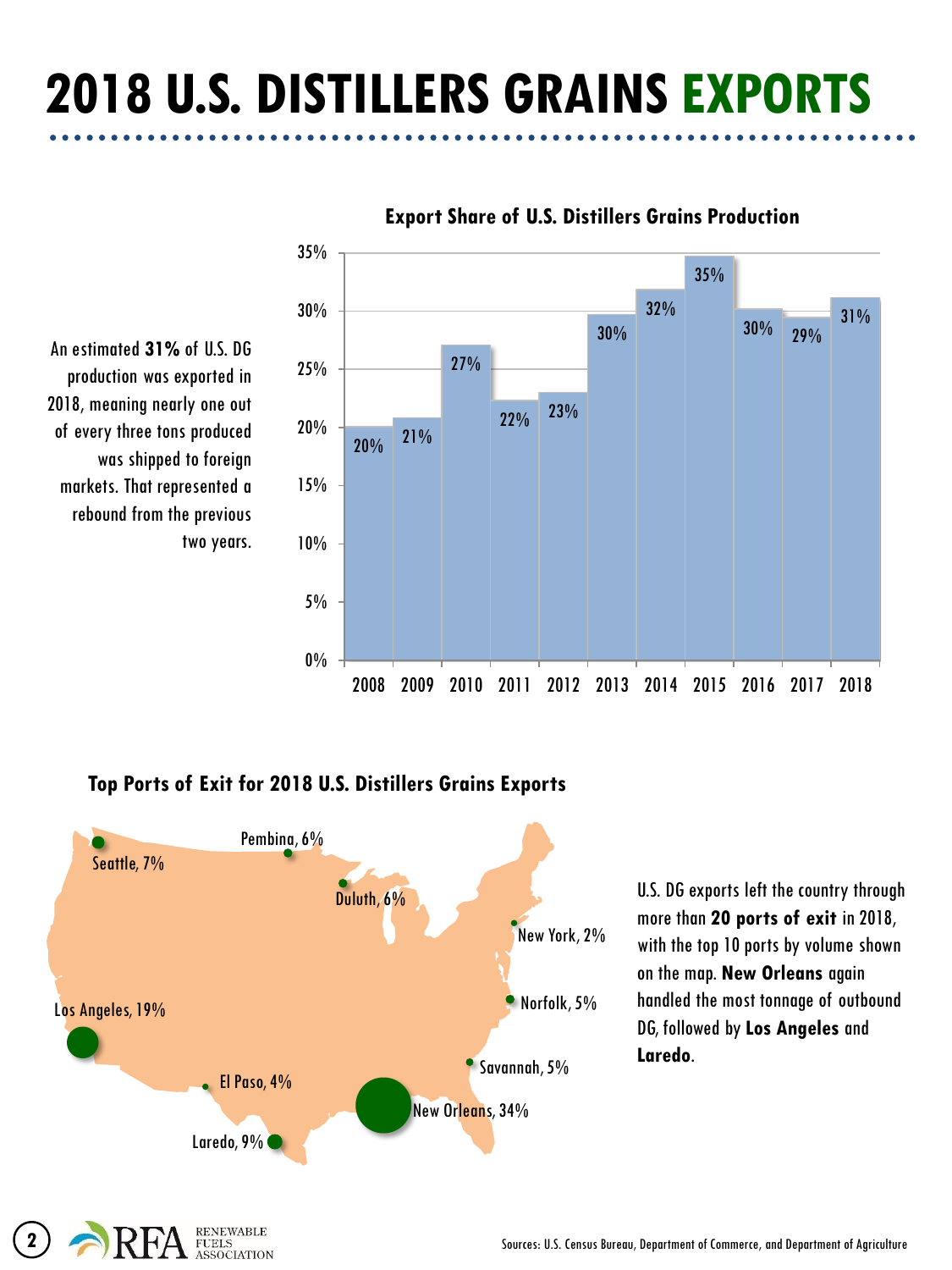# 2018 U.S. DISTILLERS GRAINS EXPORTS

## Export Share of U.S. Distillers Grains Production

| Year | Export Share |
|---|---|
| 2008 | 20% |
| 2009 | 21% |
| 2010 | 27% |
| 2011 | 22% |
| 2012 | 23% |
| 2013 | 30% |
| 2014 | 32% |
| 2015 | 35% |
| 2016 | 30% |
| 2017 | 29% |
| 2018 | 31% |

An estimated **31%** of U.S. DG production was exported in 2018, meaning nearly one out of every three tons produced was shipped to foreign markets. That represented a rebound from the previous two years.

## Top Ports of Exit for 2018 U.S. Distillers Grains Exports

| Port | Share |
|---|---|
| New Orleans | 34% |
| Los Angeles | 19% |
| Laredo | 9% |
| Seattle | 7% |
| Pembina | 6% |
| Duluth | 6% |
| Norfolk | 5% |
| Savannah | 5% |
| El Paso | 4% |
| New York | 2% |

U.S. DG exports left the country through more than **20 ports of exit** in 2018, with the top 10 ports by volume shown on the map. **New Orleans** again handled the most tonnage of outbound DG, followed by **Los Angeles** and **Laredo**.

Sources: U.S. Census Bureau, Department of Commerce, and Department of Agriculture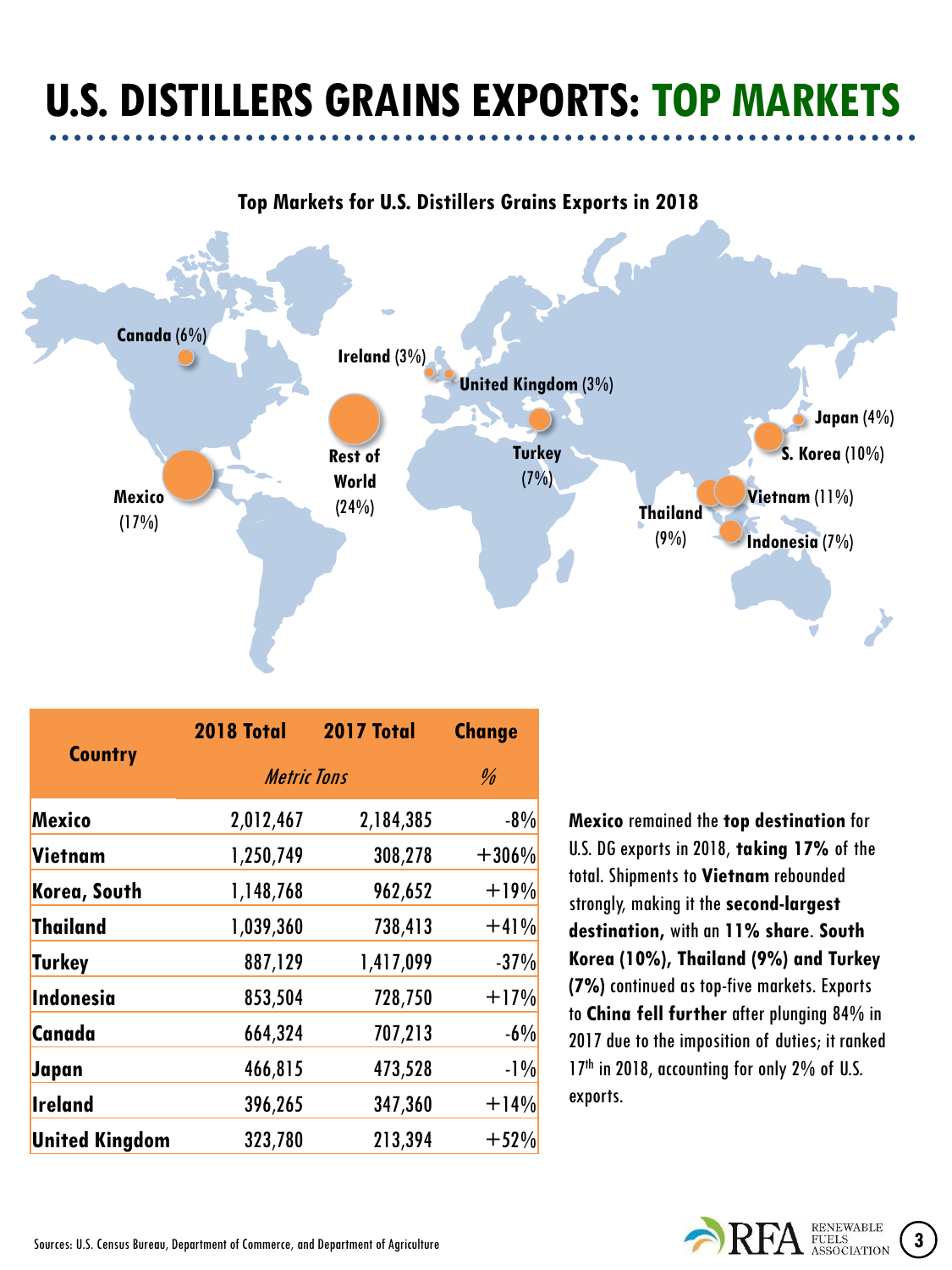# U.S. DISTILLERS GRAINS EXPORTS: TOP MARKETS

**Top Markets for U.S. Distillers Grains Exports in 2018**

Canada (6%)

Ireland (3%)

United Kingdom (3%)

Japan (4%)

Rest of World (24%)

Turkey (7%)

S. Korea (10%)

Mexico (17%)

Vietnam (11%)

Thailand (9%)

Indonesia (7%)

| Country | 2018 Total | 2017 Total | Change |
|---|---|---|---|
| | *Metric Tons* | | *%* |
| **Mexico** | 2,012,467 | 2,184,385 | -8% |
| **Vietnam** | 1,250,749 | 308,278 | +306% |
| **Korea, South** | 1,148,768 | 962,652 | +19% |
| **Thailand** | 1,039,360 | 738,413 | +41% |
| **Turkey** | 887,129 | 1,417,099 | -37% |
| **Indonesia** | 853,504 | 728,750 | +17% |
| **Canada** | 664,324 | 707,213 | -6% |
| **Japan** | 466,815 | 473,528 | -1% |
| **Ireland** | 396,265 | 347,360 | +14% |
| **United Kingdom** | 323,780 | 213,394 | +52% |

**Mexico** remained the **top destination** for U.S. DG exports in 2018, **taking 17%** of the total. Shipments to **Vietnam** rebounded strongly, making it the **second-largest destination,** with an **11% share**. **South Korea (10%), Thailand (9%) and Turkey (7%)** continued as top-five markets. Exports to **China fell further** after plunging 84% in 2017 due to the imposition of duties; it ranked 17th in 2018, accounting for only 2% of U.S. exports.

Sources: U.S. Census Bureau, Department of Commerce, and Department of Agriculture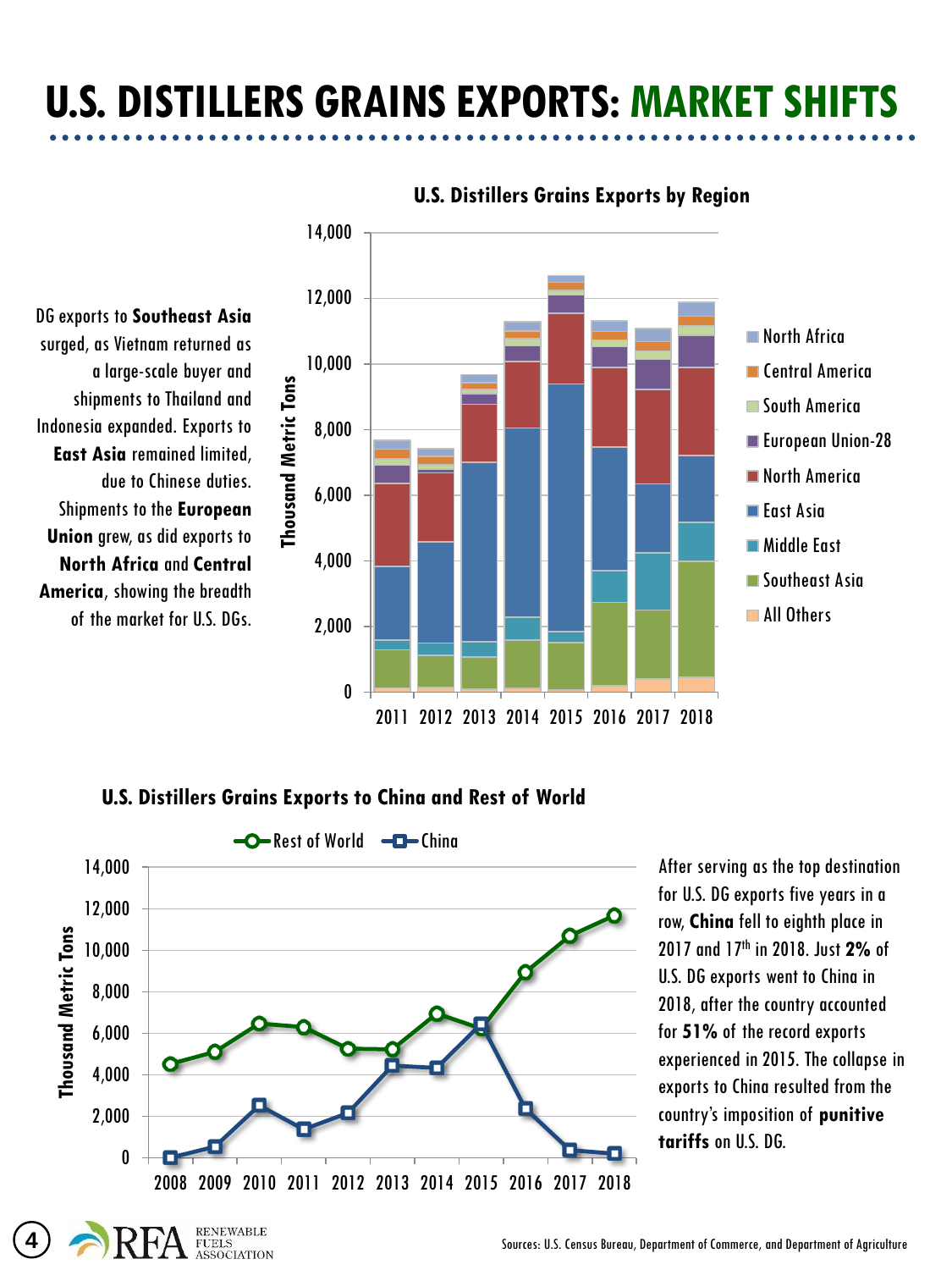# U.S. DISTILLERS GRAINS EXPORTS: MARKET SHIFTS

## U.S. Distillers Grains Exports by Region

DG exports to **Southeast Asia** surged, as Vietnam returned as a large-scale buyer and shipments to Thailand and Indonesia expanded. Exports to **East Asia** remained limited, due to Chinese duties. Shipments to the **European Union** grew, as did exports to **North Africa** and **Central America**, showing the breadth of the market for U.S. DGs.

## U.S. Distillers Grains Exports to China and Rest of World

After serving as the top destination for U.S. DG exports five years in a row, **China** fell to eighth place in 2017 and 17th in 2018. Just **2%** of U.S. DG exports went to China in 2018, after the country accounted for **51%** of the record exports experienced in 2015. The collapse in exports to China resulted from the country's imposition of **punitive tariffs** on U.S. DG.

Sources: U.S. Census Bureau, Department of Commerce, and Department of Agriculture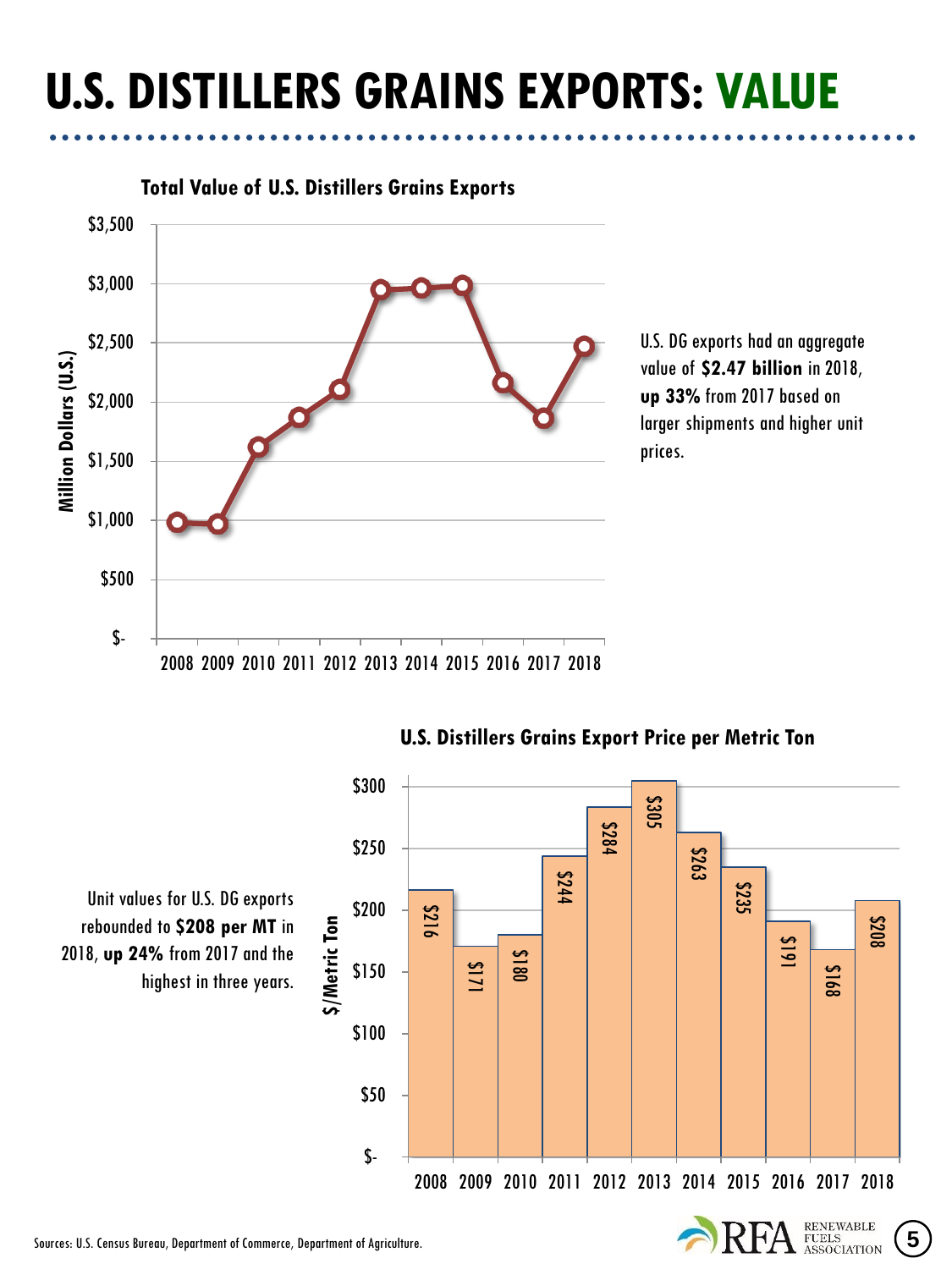# U.S. DISTILLERS GRAINS EXPORTS: VALUE

### Total Value of U.S. Distillers Grains Exports

U.S. DG exports had an aggregate value of **$2.47 billion** in 2018, **up 33%** from 2017 based on larger shipments and higher unit prices.

### U.S. Distillers Grains Export Price per Metric Ton

| Year | $/Metric Ton |
|---|---|
| 2008 | $216 |
| 2009 | $171 |
| 2010 | $180 |
| 2011 | $244 |
| 2012 | $284 |
| 2013 | $305 |
| 2014 | $263 |
| 2015 | $235 |
| 2016 | $191 |
| 2017 | $168 |
| 2018 | $208 |

Unit values for U.S. DG exports rebounded to **$208 per MT** in 2018, **up 24%** from 2017 and the highest in three years.

Sources: U.S. Census Bureau, Department of Commerce, Department of Agriculture.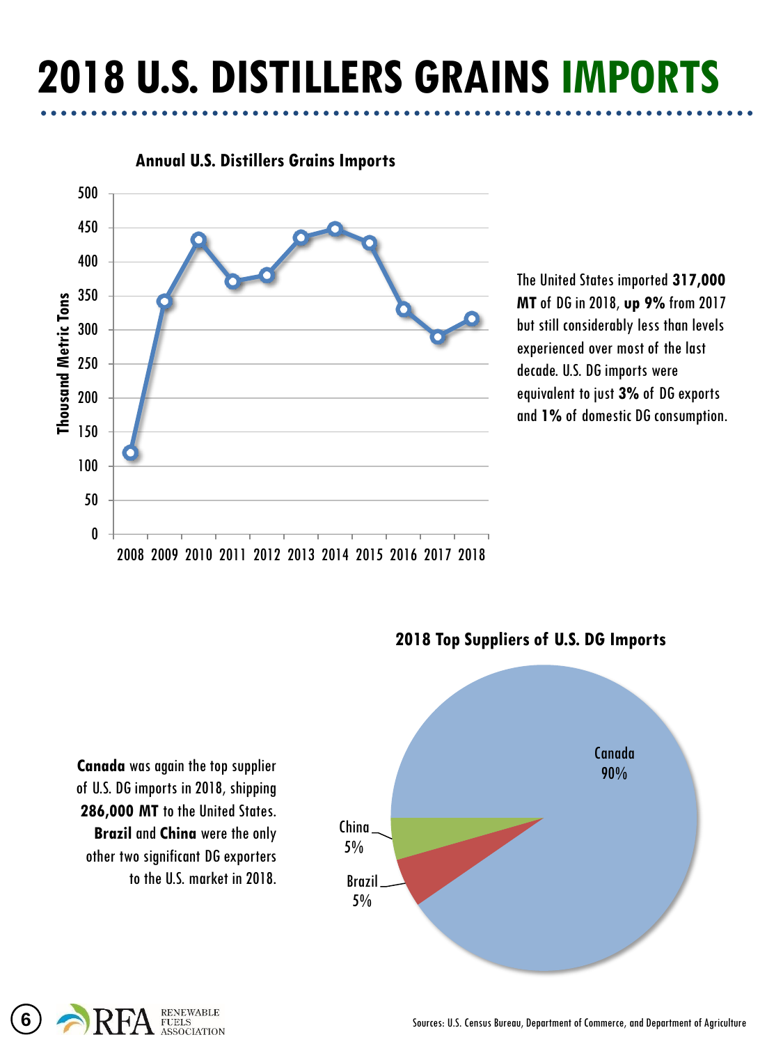# 2018 U.S. DISTILLERS GRAINS IMPORTS

**Annual U.S. Distillers Grains Imports**

The United States imported **317,000 MT** of DG in 2018, **up 9%** from 2017 but still considerably less than levels experienced over most of the last decade. U.S. DG imports were equivalent to just **3%** of DG exports and **1%** of domestic DG consumption.

**2018 Top Suppliers of U.S. DG Imports**

**Canada** was again the top supplier of U.S. DG imports in 2018, shipping **286,000 MT** to the United States. **Brazil** and **China** were the only other two significant DG exporters to the U.S. market in 2018.

Sources: U.S. Census Bureau, Department of Commerce, and Department of Agriculture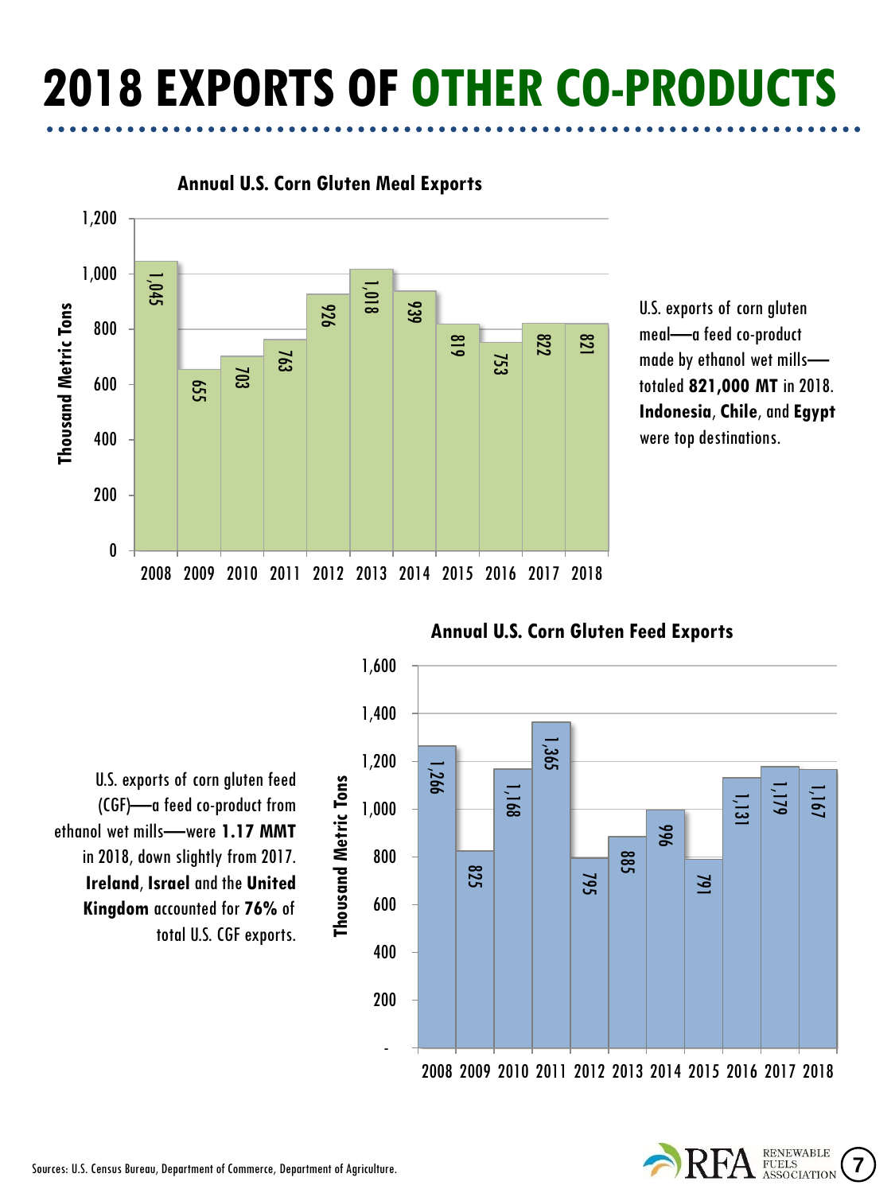# 2018 EXPORTS OF OTHER CO-PRODUCTS

**Annual U.S. Corn Gluten Meal Exports**

| Year | Thousand Metric Tons |
|---|---|
| 2008 | 1,045 |
| 2009 | 655 |
| 2010 | 703 |
| 2011 | 763 |
| 2012 | 926 |
| 2013 | 1,018 |
| 2014 | 939 |
| 2015 | 819 |
| 2016 | 753 |
| 2017 | 822 |
| 2018 | 821 |

U.S. exports of corn gluten meal—a feed co-product made by ethanol wet mills—totaled **821,000 MT** in 2018. **Indonesia**, **Chile**, and **Egypt** were top destinations.

**Annual U.S. Corn Gluten Feed Exports**

| Year | Thousand Metric Tons |
|---|---|
| 2008 | 1,266 |
| 2009 | 825 |
| 2010 | 1,168 |
| 2011 | 1,365 |
| 2012 | 795 |
| 2013 | 885 |
| 2014 | 996 |
| 2015 | 791 |
| 2016 | 1,131 |
| 2017 | 1,179 |
| 2018 | 1,167 |

U.S. exports of corn gluten feed (CGF)—a feed co-product from ethanol wet mills—were **1.17 MMT** in 2018, down slightly from 2017. **Ireland**, **Israel** and the **United Kingdom** accounted for **76%** of total U.S. CGF exports.

Sources: U.S. Census Bureau, Department of Commerce, Department of Agriculture.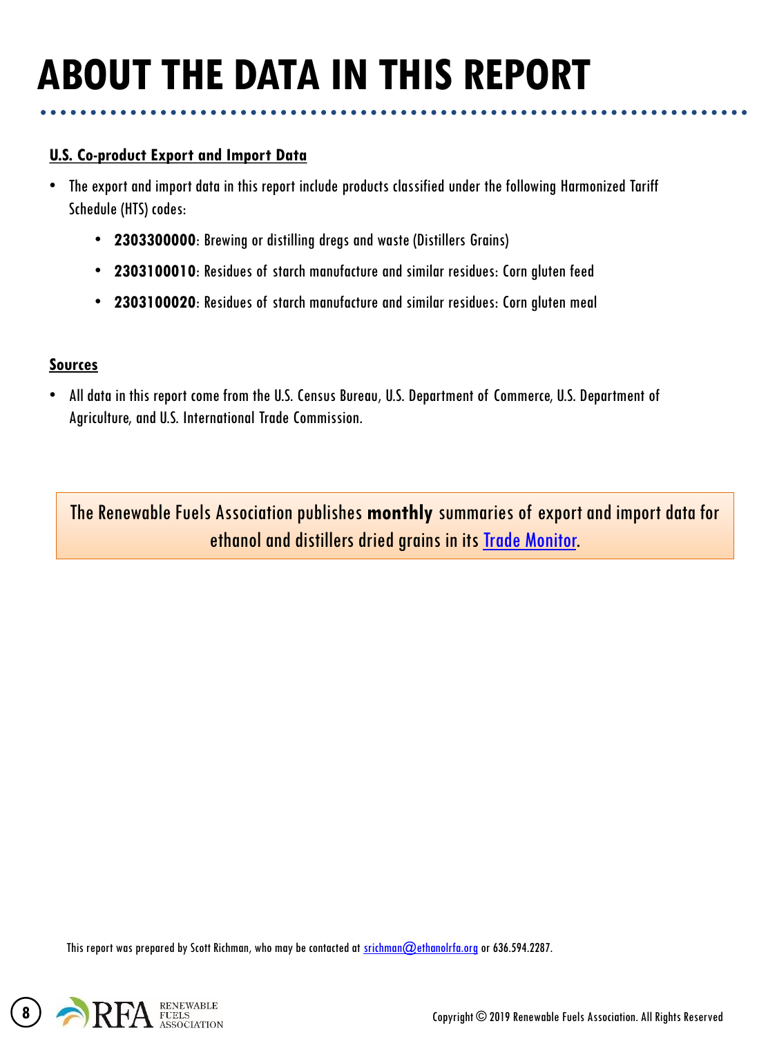# ABOUT THE DATA IN THIS REPORT

## U.S. Co-product Export and Import Data

- The export and import data in this report include products classified under the following Harmonized Tariff Schedule (HTS) codes:
  - **2303300000**: Brewing or distilling dregs and waste (Distillers Grains)
  - **2303100010**: Residues of starch manufacture and similar residues: Corn gluten feed
  - **2303100020**: Residues of starch manufacture and similar residues: Corn gluten meal

## Sources

- All data in this report come from the U.S. Census Bureau, U.S. Department of Commerce, U.S. Department of Agriculture, and U.S. International Trade Commission.

The Renewable Fuels Association publishes **monthly** summaries of export and import data for ethanol and distillers dried grains in its Trade Monitor.

This report was prepared by Scott Richman, who may be contacted at srichman@ethanolrfa.org or 636.594.2287.

Copyright © 2019 Renewable Fuels Association. All Rights Reserved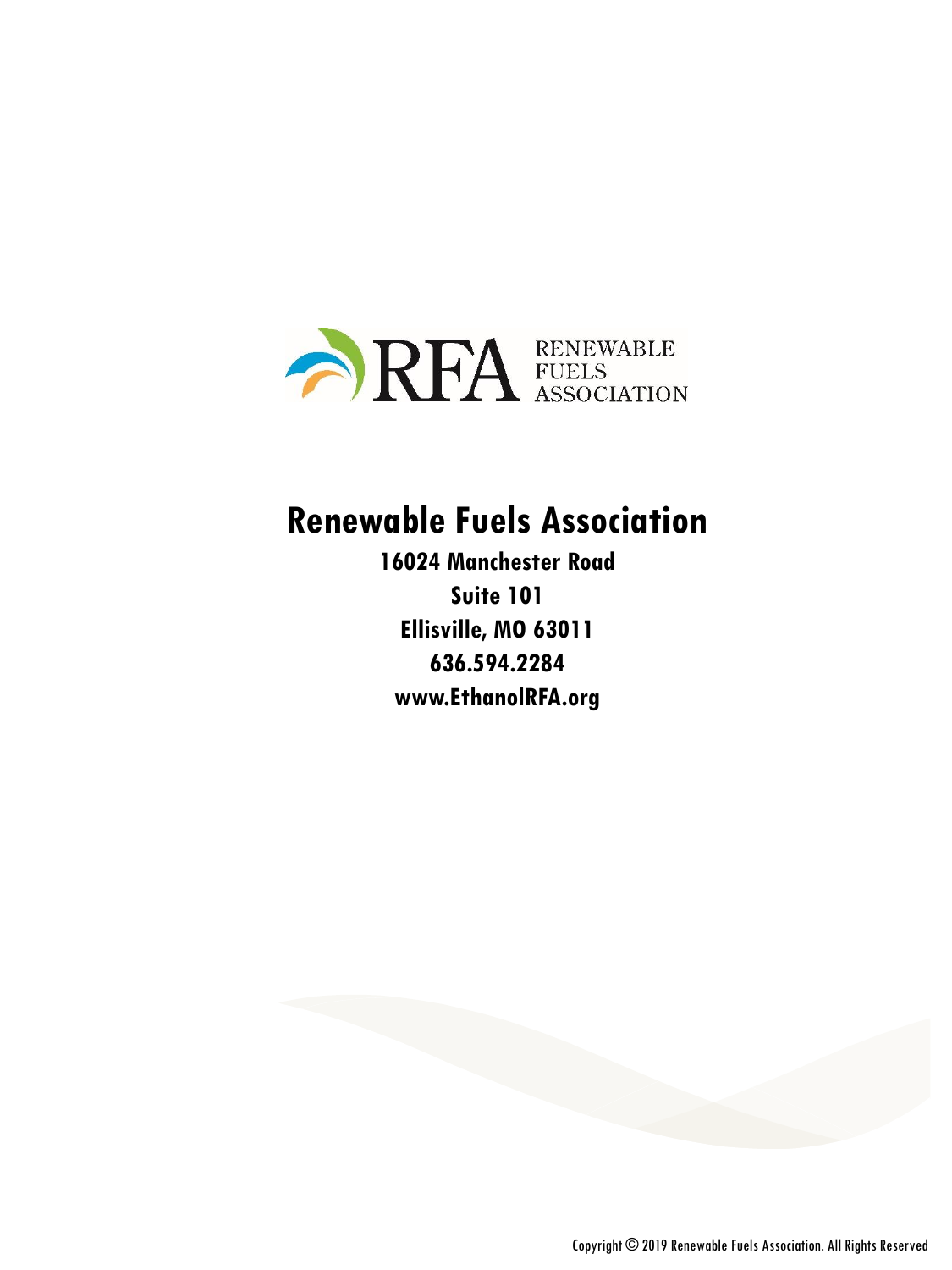RENEWABLE FUELS ASSOCIATION

# Renewable Fuels Association

**16024 Manchester Road**

**Suite 101**

**Ellisville, MO 63011**

**636.594.2284**

**www.EthanolRFA.org**

Copyright © 2019 Renewable Fuels Association. All Rights Reserved